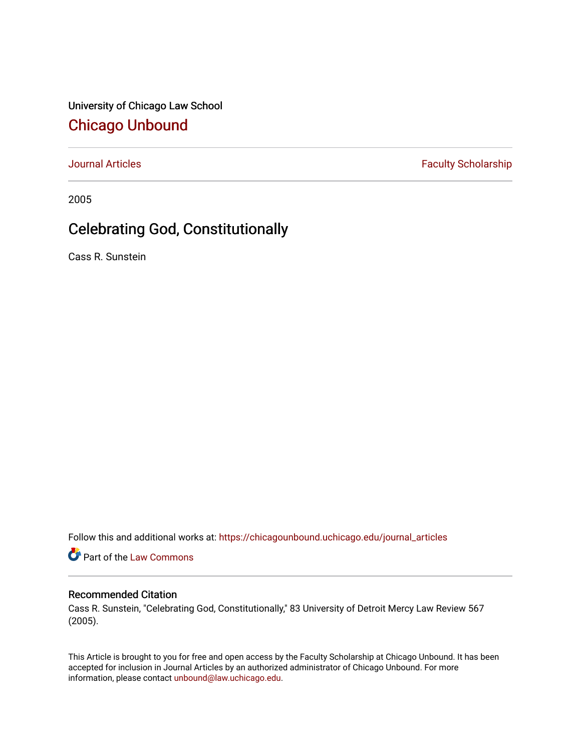University of Chicago Law School

# Chicago Unbound

Journal Articles | Faculty Scholarship

2005

## Celebrating God, Constitutionally

Cass R. Sunstein

Follow this and additional works at: https://chicagounbound.uchicago.edu/journal_articles

Part of the Law Commons

### Recommended Citation

Cass R. Sunstein, "Celebrating God, Constitutionally," 83 University of Detroit Mercy Law Review 567 (2005).

This Article is brought to you for free and open access by the Faculty Scholarship at Chicago Unbound. It has been accepted for inclusion in Journal Articles by an authorized administrator of Chicago Unbound. For more information, please contact unbound@law.uchicago.edu.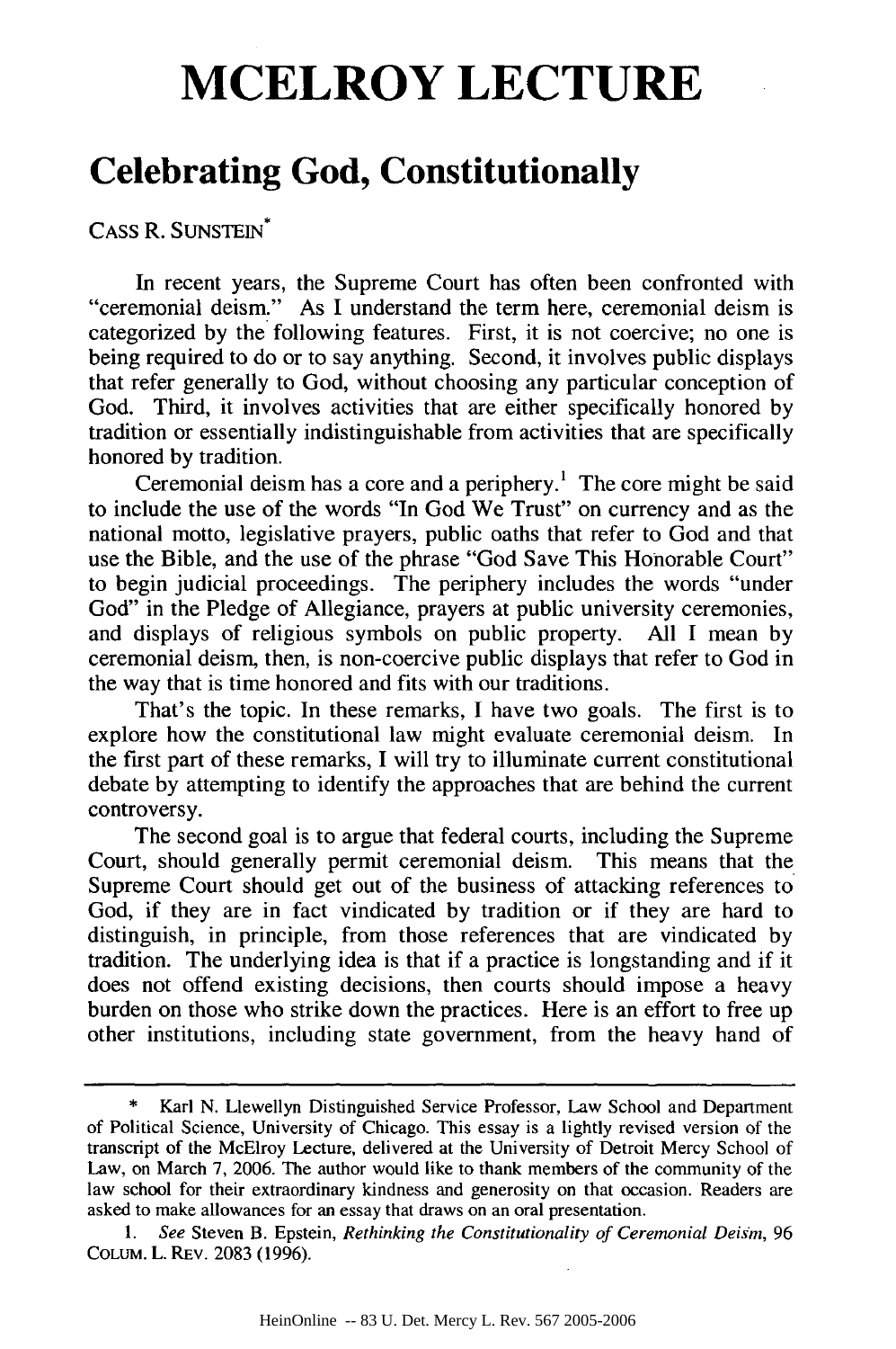# MCELROY LECTURE

## Celebrating God, Constitutionally

CASS R. SUNSTEIN*

In recent years, the Supreme Court has often been confronted with "ceremonial deism." As I understand the term here, ceremonial deism is categorized by the following features. First, it is not coercive; no one is being required to do or to say anything. Second, it involves public displays that refer generally to God, without choosing any particular conception of God. Third, it involves activities that are either specifically honored by tradition or essentially indistinguishable from activities that are specifically honored by tradition.

Ceremonial deism has a core and a periphery.[1] The core might be said to include the use of the words "In God We Trust" on currency and as the national motto, legislative prayers, public oaths that refer to God and that use the Bible, and the use of the phrase "God Save This Honorable Court" to begin judicial proceedings. The periphery includes the words "under God" in the Pledge of Allegiance, prayers at public university ceremonies, and displays of religious symbols on public property. All I mean by ceremonial deism, then, is non-coercive public displays that refer to God in the way that is time honored and fits with our traditions.

That's the topic. In these remarks, I have two goals. The first is to explore how the constitutional law might evaluate ceremonial deism. In the first part of these remarks, I will try to illuminate current constitutional debate by attempting to identify the approaches that are behind the current controversy.

The second goal is to argue that federal courts, including the Supreme Court, should generally permit ceremonial deism. This means that the Supreme Court should get out of the business of attacking references to God, if they are in fact vindicated by tradition or if they are hard to distinguish, in principle, from those references that are vindicated by tradition. The underlying idea is that if a practice is longstanding and if it does not offend existing decisions, then courts should impose a heavy burden on those who strike down the practices. Here is an effort to free up other institutions, including state government, from the heavy hand of

---

\* Karl N. Llewellyn Distinguished Service Professor, Law School and Department of Political Science, University of Chicago. This essay is a lightly revised version of the transcript of the McElroy Lecture, delivered at the University of Detroit Mercy School of Law, on March 7, 2006. The author would like to thank members of the community of the law school for their extraordinary kindness and generosity on that occasion. Readers are asked to make allowances for an essay that draws on an oral presentation.

1. *See* Steven B. Epstein, *Rethinking the Constitutionality of Ceremonial Deism*, 96 COLUM. L. REV. 2083 (1996).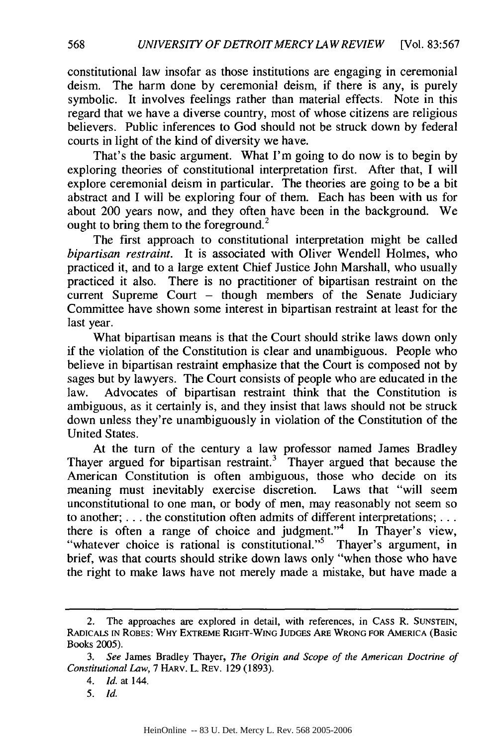constitutional law insofar as those institutions are engaging in ceremonial deism. The harm done by ceremonial deism, if there is any, is purely symbolic. It involves feelings rather than material effects. Note in this regard that we have a diverse country, most of whose citizens are religious believers. Public inferences to God should not be struck down by federal courts in light of the kind of diversity we have.

That's the basic argument. What I'm going to do now is to begin by exploring theories of constitutional interpretation first. After that, I will explore ceremonial deism in particular. The theories are going to be a bit abstract and I will be exploring four of them. Each has been with us for about 200 years now, and they often have been in the background. We ought to bring them to the foreground.[2]

The first approach to constitutional interpretation might be called *bipartisan restraint*. It is associated with Oliver Wendell Holmes, who practiced it, and to a large extent Chief Justice John Marshall, who usually practiced it also. There is no practitioner of bipartisan restraint on the current Supreme Court – though members of the Senate Judiciary Committee have shown some interest in bipartisan restraint at least for the last year.

What bipartisan means is that the Court should strike laws down only if the violation of the Constitution is clear and unambiguous. People who believe in bipartisan restraint emphasize that the Court is composed not by sages but by lawyers. The Court consists of people who are educated in the law. Advocates of bipartisan restraint think that the Constitution is ambiguous, as it certainly is, and they insist that laws should not be struck down unless they're unambiguously in violation of the Constitution of the United States.

At the turn of the century a law professor named James Bradley Thayer argued for bipartisan restraint.[3] Thayer argued that because the American Constitution is often ambiguous, those who decide on its meaning must inevitably exercise discretion. Laws that "will seem unconstitutional to one man, or body of men, may reasonably not seem so to another; . . . the constitution often admits of different interpretations; . . . there is often a range of choice and judgment."[4] In Thayer's view, "whatever choice is rational is constitutional."[5] Thayer's argument, in brief, was that courts should strike down laws only "when those who have the right to make laws have not merely made a mistake, but have made a

---

2. The approaches are explored in detail, with references, in CASS R. SUNSTEIN, RADICALS IN ROBES: WHY EXTREME RIGHT-WING JUDGES ARE WRONG FOR AMERICA (Basic Books 2005).

3. *See* James Bradley Thayer, *The Origin and Scope of the American Doctrine of Constitutional Law*, 7 HARV. L. REV. 129 (1893).

4. *Id.* at 144.

5. *Id.*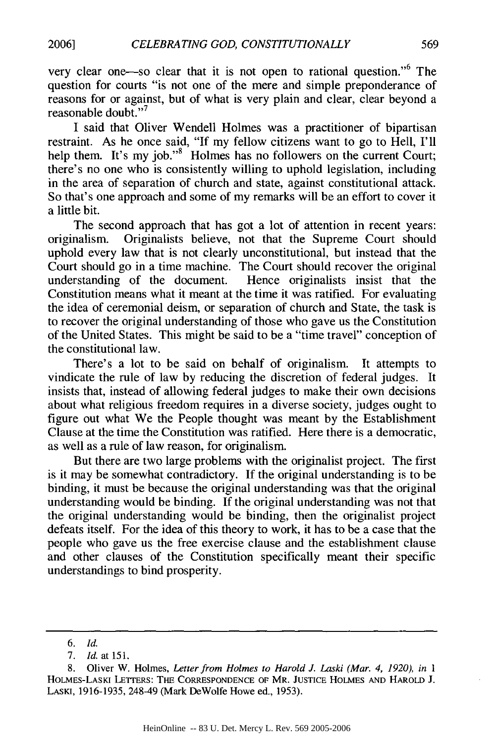very clear one—so clear that it is not open to rational question."[6] The question for courts "is not one of the mere and simple preponderance of reasons for or against, but of what is very plain and clear, clear beyond a reasonable doubt."[7]

I said that Oliver Wendell Holmes was a practitioner of bipartisan restraint. As he once said, "If my fellow citizens want to go to Hell, I'll help them. It's my job."[8] Holmes has no followers on the current Court; there's no one who is consistently willing to uphold legislation, including in the area of separation of church and state, against constitutional attack. So that's one approach and some of my remarks will be an effort to cover it a little bit.

The second approach that has got a lot of attention in recent years: originalism. Originalists believe, not that the Supreme Court should uphold every law that is not clearly unconstitutional, but instead that the Court should go in a time machine. The Court should recover the original understanding of the document. Hence originalists insist that the Constitution means what it meant at the time it was ratified. For evaluating the idea of ceremonial deism, or separation of church and State, the task is to recover the original understanding of those who gave us the Constitution of the United States. This might be said to be a "time travel" conception of the constitutional law.

There's a lot to be said on behalf of originalism. It attempts to vindicate the rule of law by reducing the discretion of federal judges. It insists that, instead of allowing federal judges to make their own decisions about what religious freedom requires in a diverse society, judges ought to figure out what We the People thought was meant by the Establishment Clause at the time the Constitution was ratified. Here there is a democratic, as well as a rule of law reason, for originalism.

But there are two large problems with the originalist project. The first is it may be somewhat contradictory. If the original understanding is to be binding, it must be because the original understanding was that the original understanding would be binding. If the original understanding was not that the original understanding would be binding, then the originalist project defeats itself. For the idea of this theory to work, it has to be a case that the people who gave us the free exercise clause and the establishment clause and other clauses of the Constitution specifically meant their specific understandings to bind prosperity.

---

6. *Id.*

7. *Id.* at 151.

8. Oliver W. Holmes, *Letter from Holmes to Harold J. Laski (Mar. 4, 1920), in* 1 HOLMES-LASKI LETTERS: THE CORRESPONDENCE OF MR. JUSTICE HOLMES AND HAROLD J. LASKI, 1916-1935, 248-49 (Mark DeWolfe Howe ed., 1953).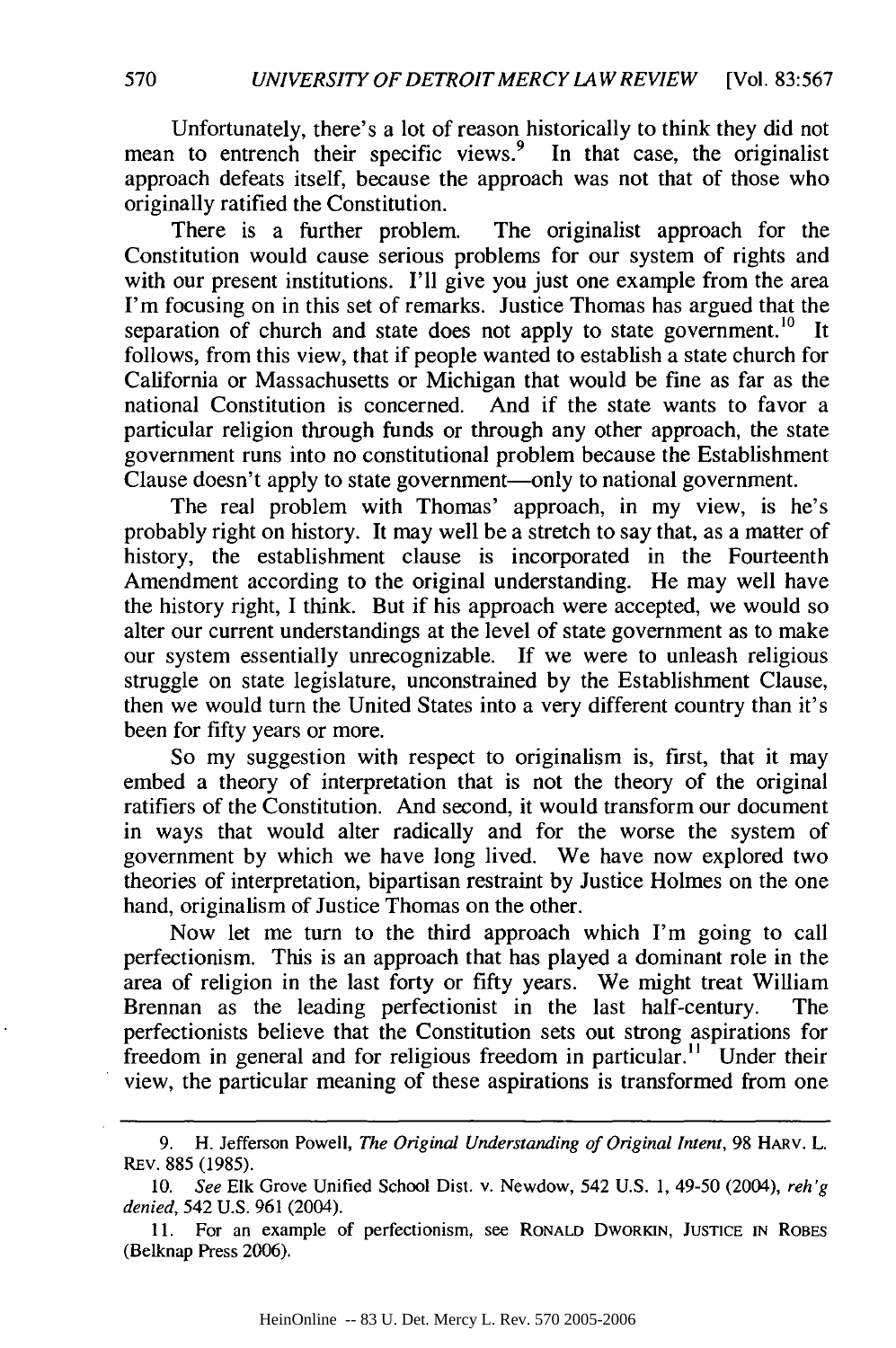Unfortunately, there's a lot of reason historically to think they did not mean to entrench their specific views.[9] In that case, the originalist approach defeats itself, because the approach was not that of those who originally ratified the Constitution.

There is a further problem. The originalist approach for the Constitution would cause serious problems for our system of rights and with our present institutions. I'll give you just one example from the area I'm focusing on in this set of remarks. Justice Thomas has argued that the separation of church and state does not apply to state government.[10] It follows, from this view, that if people wanted to establish a state church for California or Massachusetts or Michigan that would be fine as far as the national Constitution is concerned. And if the state wants to favor a particular religion through funds or through any other approach, the state government runs into no constitutional problem because the Establishment Clause doesn't apply to state government—only to national government.

The real problem with Thomas' approach, in my view, is he's probably right on history. It may well be a stretch to say that, as a matter of history, the establishment clause is incorporated in the Fourteenth Amendment according to the original understanding. He may well have the history right, I think. But if his approach were accepted, we would so alter our current understandings at the level of state government as to make our system essentially unrecognizable. If we were to unleash religious struggle on state legislature, unconstrained by the Establishment Clause, then we would turn the United States into a very different country than it's been for fifty years or more.

So my suggestion with respect to originalism is, first, that it may embed a theory of interpretation that is not the theory of the original ratifiers of the Constitution. And second, it would transform our document in ways that would alter radically and for the worse the system of government by which we have long lived. We have now explored two theories of interpretation, bipartisan restraint by Justice Holmes on the one hand, originalism of Justice Thomas on the other.

Now let me turn to the third approach which I'm going to call perfectionism. This is an approach that has played a dominant role in the area of religion in the last forty or fifty years. We might treat William Brennan as the leading perfectionist in the last half-century. The perfectionists believe that the Constitution sets out strong aspirations for freedom in general and for religious freedom in particular.[11] Under their view, the particular meaning of these aspirations is transformed from one

---

9. H. Jefferson Powell, *The Original Understanding of Original Intent*, 98 HARV. L. REV. 885 (1985).

10. *See* Elk Grove Unified School Dist. v. Newdow, 542 U.S. 1, 49-50 (2004), *reh'g denied*, 542 U.S. 961 (2004).

11. For an example of perfectionism, see RONALD DWORKIN, JUSTICE IN ROBES (Belknap Press 2006).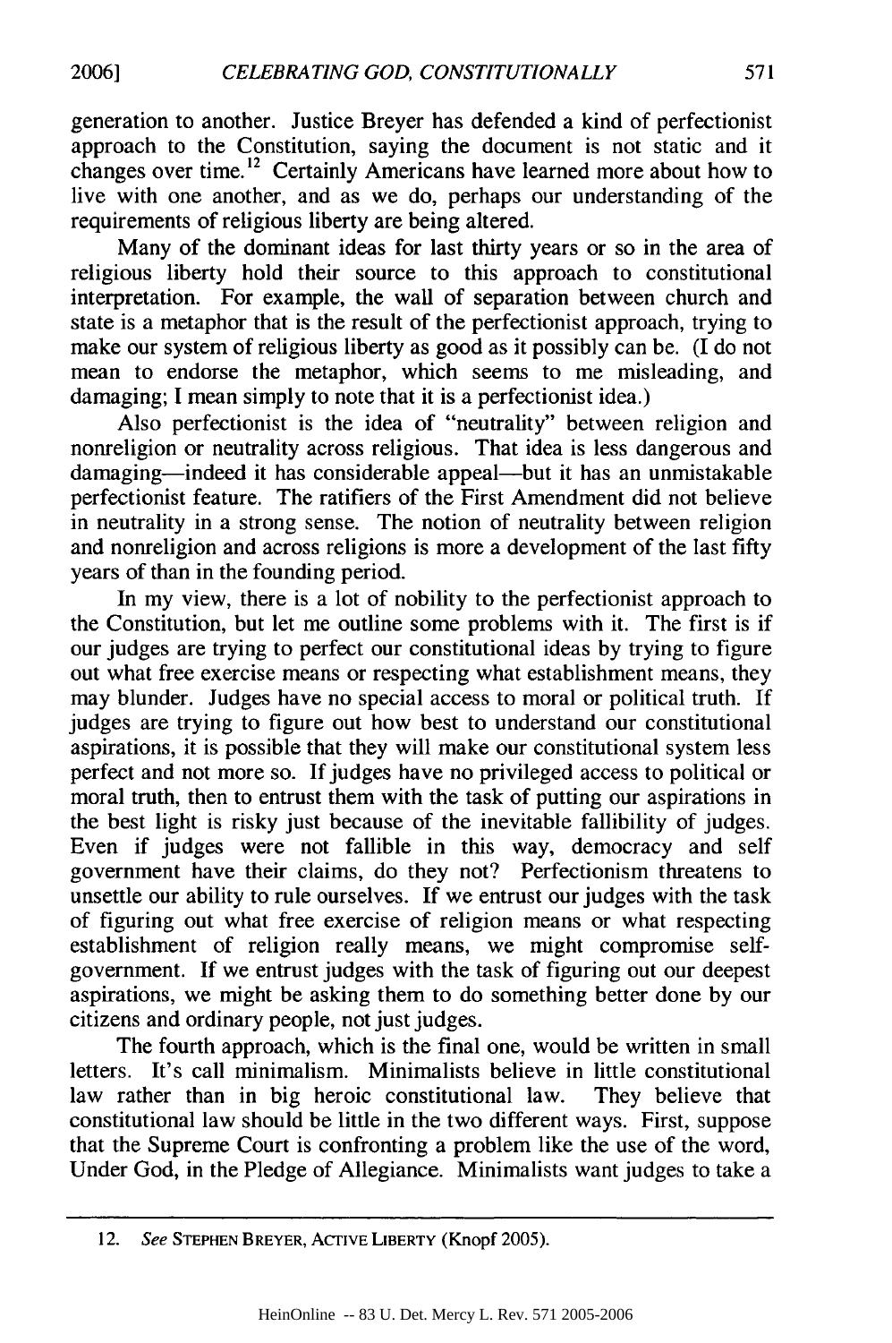generation to another. Justice Breyer has defended a kind of perfectionist approach to the Constitution, saying the document is not static and it changes over time.[12] Certainly Americans have learned more about how to live with one another, and as we do, perhaps our understanding of the requirements of religious liberty are being altered.

Many of the dominant ideas for last thirty years or so in the area of religious liberty hold their source to this approach to constitutional interpretation. For example, the wall of separation between church and state is a metaphor that is the result of the perfectionist approach, trying to make our system of religious liberty as good as it possibly can be. (I do not mean to endorse the metaphor, which seems to me misleading, and damaging; I mean simply to note that it is a perfectionist idea.)

Also perfectionist is the idea of "neutrality" between religion and nonreligion or neutrality across religious. That idea is less dangerous and damaging—indeed it has considerable appeal—but it has an unmistakable perfectionist feature. The ratifiers of the First Amendment did not believe in neutrality in a strong sense. The notion of neutrality between religion and nonreligion and across religions is more a development of the last fifty years of than in the founding period.

In my view, there is a lot of nobility to the perfectionist approach to the Constitution, but let me outline some problems with it. The first is if our judges are trying to perfect our constitutional ideas by trying to figure out what free exercise means or respecting what establishment means, they may blunder. Judges have no special access to moral or political truth. If judges are trying to figure out how best to understand our constitutional aspirations, it is possible that they will make our constitutional system less perfect and not more so. If judges have no privileged access to political or moral truth, then to entrust them with the task of putting our aspirations in the best light is risky just because of the inevitable fallibility of judges. Even if judges were not fallible in this way, democracy and self government have their claims, do they not? Perfectionism threatens to unsettle our ability to rule ourselves. If we entrust our judges with the task of figuring out what free exercise of religion means or what respecting establishment of religion really means, we might compromise self-government. If we entrust judges with the task of figuring out our deepest aspirations, we might be asking them to do something better done by our citizens and ordinary people, not just judges.

The fourth approach, which is the final one, would be written in small letters. It's call minimalism. Minimalists believe in little constitutional law rather than in big heroic constitutional law. They believe that constitutional law should be little in the two different ways. First, suppose that the Supreme Court is confronting a problem like the use of the word, Under God, in the Pledge of Allegiance. Minimalists want judges to take a

---

12. *See* STEPHEN BREYER, ACTIVE LIBERTY (Knopf 2005).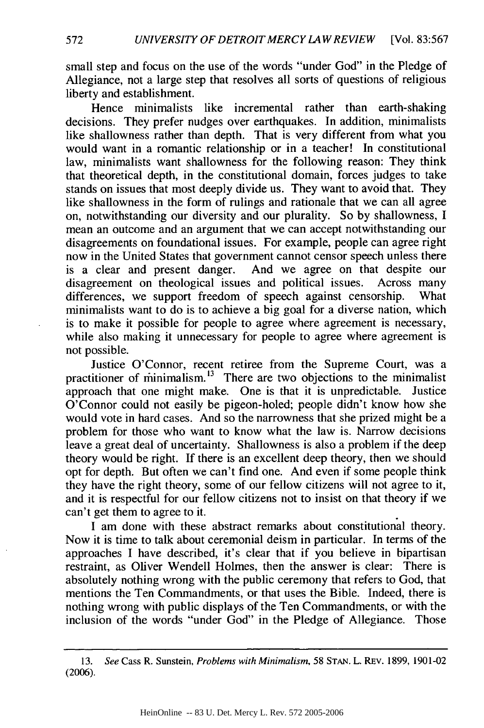small step and focus on the use of the words "under God" in the Pledge of Allegiance, not a large step that resolves all sorts of questions of religious liberty and establishment.

Hence minimalists like incremental rather than earth-shaking decisions. They prefer nudges over earthquakes. In addition, minimalists like shallowness rather than depth. That is very different from what you would want in a romantic relationship or in a teacher! In constitutional law, minimalists want shallowness for the following reason: They think that theoretical depth, in the constitutional domain, forces judges to take stands on issues that most deeply divide us. They want to avoid that. They like shallowness in the form of rulings and rationale that we can all agree on, notwithstanding our diversity and our plurality. So by shallowness, I mean an outcome and an argument that we can accept notwithstanding our disagreements on foundational issues. For example, people can agree right now in the United States that government cannot censor speech unless there is a clear and present danger. And we agree on that despite our disagreement on theological issues and political issues. Across many differences, we support freedom of speech against censorship. What minimalists want to do is to achieve a big goal for a diverse nation, which is to make it possible for people to agree where agreement is necessary, while also making it unnecessary for people to agree where agreement is not possible.

Justice O'Connor, recent retiree from the Supreme Court, was a practitioner of minimalism.[13] There are two objections to the minimalist approach that one might make. One is that it is unpredictable. Justice O'Connor could not easily be pigeon-holed; people didn't know how she would vote in hard cases. And so the narrowness that she prized might be a problem for those who want to know what the law is. Narrow decisions leave a great deal of uncertainty. Shallowness is also a problem if the deep theory would be right. If there is an excellent deep theory, then we should opt for depth. But often we can't find one. And even if some people think they have the right theory, some of our fellow citizens will not agree to it, and it is respectful for our fellow citizens not to insist on that theory if we can't get them to agree to it.

I am done with these abstract remarks about constitutional theory. Now it is time to talk about ceremonial deism in particular. In terms of the approaches I have described, it's clear that if you believe in bipartisan restraint, as Oliver Wendell Holmes, then the answer is clear: There is absolutely nothing wrong with the public ceremony that refers to God, that mentions the Ten Commandments, or that uses the Bible. Indeed, there is nothing wrong with public displays of the Ten Commandments, or with the inclusion of the words "under God" in the Pledge of Allegiance. Those

---

13. *See* Cass R. Sunstein, *Problems with Minimalism*, 58 STAN. L. REV. 1899, 1901-02 (2006).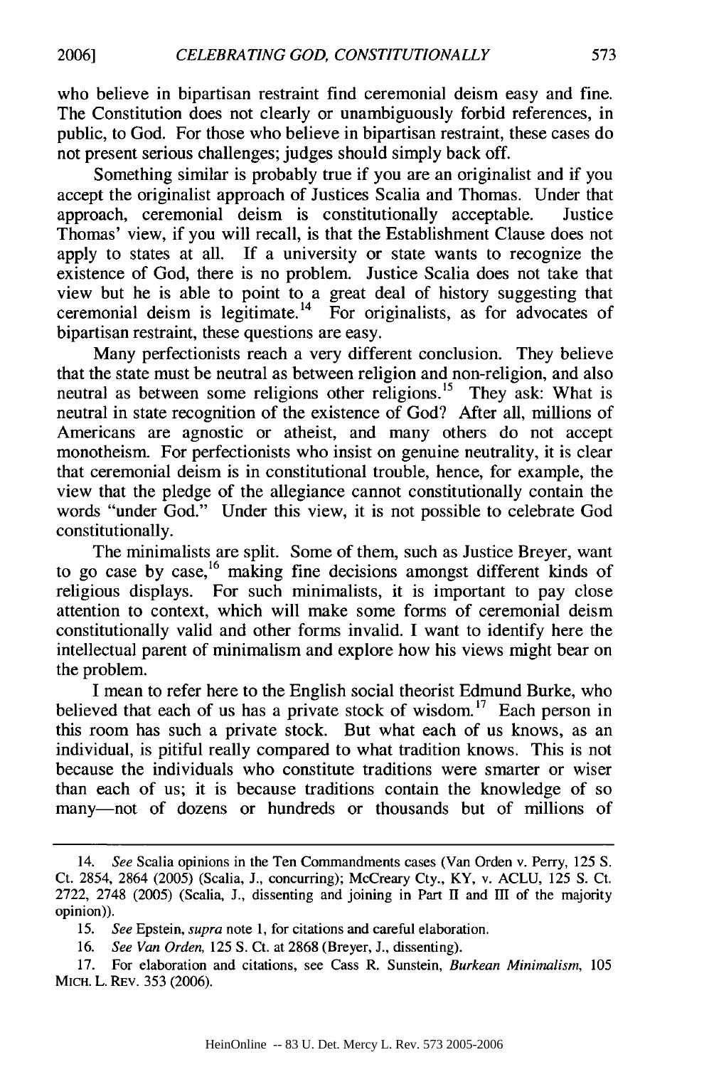who believe in bipartisan restraint find ceremonial deism easy and fine. The Constitution does not clearly or unambiguously forbid references, in public, to God. For those who believe in bipartisan restraint, these cases do not present serious challenges; judges should simply back off.

Something similar is probably true if you are an originalist and if you accept the originalist approach of Justices Scalia and Thomas. Under that approach, ceremonial deism is constitutionally acceptable. Justice Thomas' view, if you will recall, is that the Establishment Clause does not apply to states at all. If a university or state wants to recognize the existence of God, there is no problem. Justice Scalia does not take that view but he is able to point to a great deal of history suggesting that ceremonial deism is legitimate.[14] For originalists, as for advocates of bipartisan restraint, these questions are easy.

Many perfectionists reach a very different conclusion. They believe that the state must be neutral as between religion and non-religion, and also neutral as between some religions other religions.[15] They ask: What is neutral in state recognition of the existence of God? After all, millions of Americans are agnostic or atheist, and many others do not accept monotheism. For perfectionists who insist on genuine neutrality, it is clear that ceremonial deism is in constitutional trouble, hence, for example, the view that the pledge of the allegiance cannot constitutionally contain the words "under God." Under this view, it is not possible to celebrate God constitutionally.

The minimalists are split. Some of them, such as Justice Breyer, want to go case by case,[16] making fine decisions amongst different kinds of religious displays. For such minimalists, it is important to pay close attention to context, which will make some forms of ceremonial deism constitutionally valid and other forms invalid. I want to identify here the intellectual parent of minimalism and explore how his views might bear on the problem.

I mean to refer here to the English social theorist Edmund Burke, who believed that each of us has a private stock of wisdom.[17] Each person in this room has such a private stock. But what each of us knows, as an individual, is pitiful really compared to what tradition knows. This is not because the individuals who constitute traditions were smarter or wiser than each of us; it is because traditions contain the knowledge of so many—not of dozens or hundreds or thousands but of millions of

---

14. *See* Scalia opinions in the Ten Commandments cases (Van Orden v. Perry, 125 S. Ct. 2854, 2864 (2005) (Scalia, J., concurring); McCreary Cty., KY, v. ACLU, 125 S. Ct. 2722, 2748 (2005) (Scalia, J., dissenting and joining in Part II and III of the majority opinion)).

15. *See* Epstein, *supra* note 1, for citations and careful elaboration.

16. *See Van Orden*, 125 S. Ct. at 2868 (Breyer, J., dissenting).

17. For elaboration and citations, see Cass R. Sunstein, *Burkean Minimalism*, 105 MICH. L. REV. 353 (2006).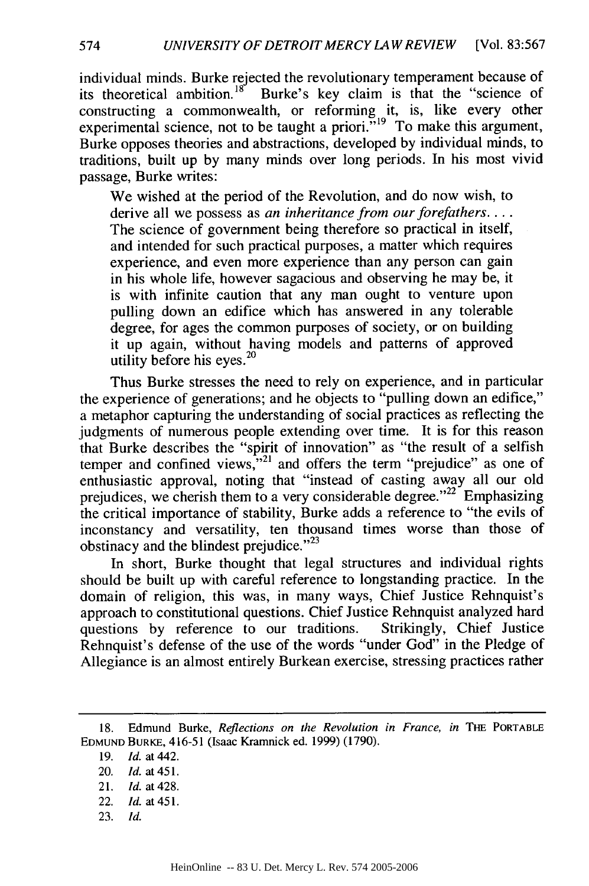individual minds. Burke rejected the revolutionary temperament because of its theoretical ambition.[18] Burke's key claim is that the "science of constructing a commonwealth, or reforming it, is, like every other experimental science, not to be taught a priori."[19] To make this argument, Burke opposes theories and abstractions, developed by individual minds, to traditions, built up by many minds over long periods. In his most vivid passage, Burke writes:

> We wished at the period of the Revolution, and do now wish, to derive all we possess as *an inheritance from our forefathers*. . . . The science of government being therefore so practical in itself, and intended for such practical purposes, a matter which requires experience, and even more experience than any person can gain in his whole life, however sagacious and observing he may be, it is with infinite caution that any man ought to venture upon pulling down an edifice which has answered in any tolerable degree, for ages the common purposes of society, or on building it up again, without having models and patterns of approved utility before his eyes.[20]

Thus Burke stresses the need to rely on experience, and in particular the experience of generations; and he objects to "pulling down an edifice," a metaphor capturing the understanding of social practices as reflecting the judgments of numerous people extending over time. It is for this reason that Burke describes the "spirit of innovation" as "the result of a selfish temper and confined views,"[21] and offers the term "prejudice" as one of enthusiastic approval, noting that "instead of casting away all our old prejudices, we cherish them to a very considerable degree."[22] Emphasizing the critical importance of stability, Burke adds a reference to "the evils of inconstancy and versatility, ten thousand times worse than those of obstinacy and the blindest prejudice."[23]

In short, Burke thought that legal structures and individual rights should be built up with careful reference to longstanding practice. In the domain of religion, this was, in many ways, Chief Justice Rehnquist's approach to constitutional questions. Chief Justice Rehnquist analyzed hard questions by reference to our traditions. Strikingly, Chief Justice Rehnquist's defense of the use of the words "under God" in the Pledge of Allegiance is an almost entirely Burkean exercise, stressing practices rather

---

18. Edmund Burke, *Reflections on the Revolution in France*, *in* THE PORTABLE EDMUND BURKE, 416-51 (Isaac Kramnick ed. 1999) (1790).

19. *Id.* at 442.

20. *Id.* at 451.

21. *Id.* at 428.

22. *Id.* at 451.

23. *Id.*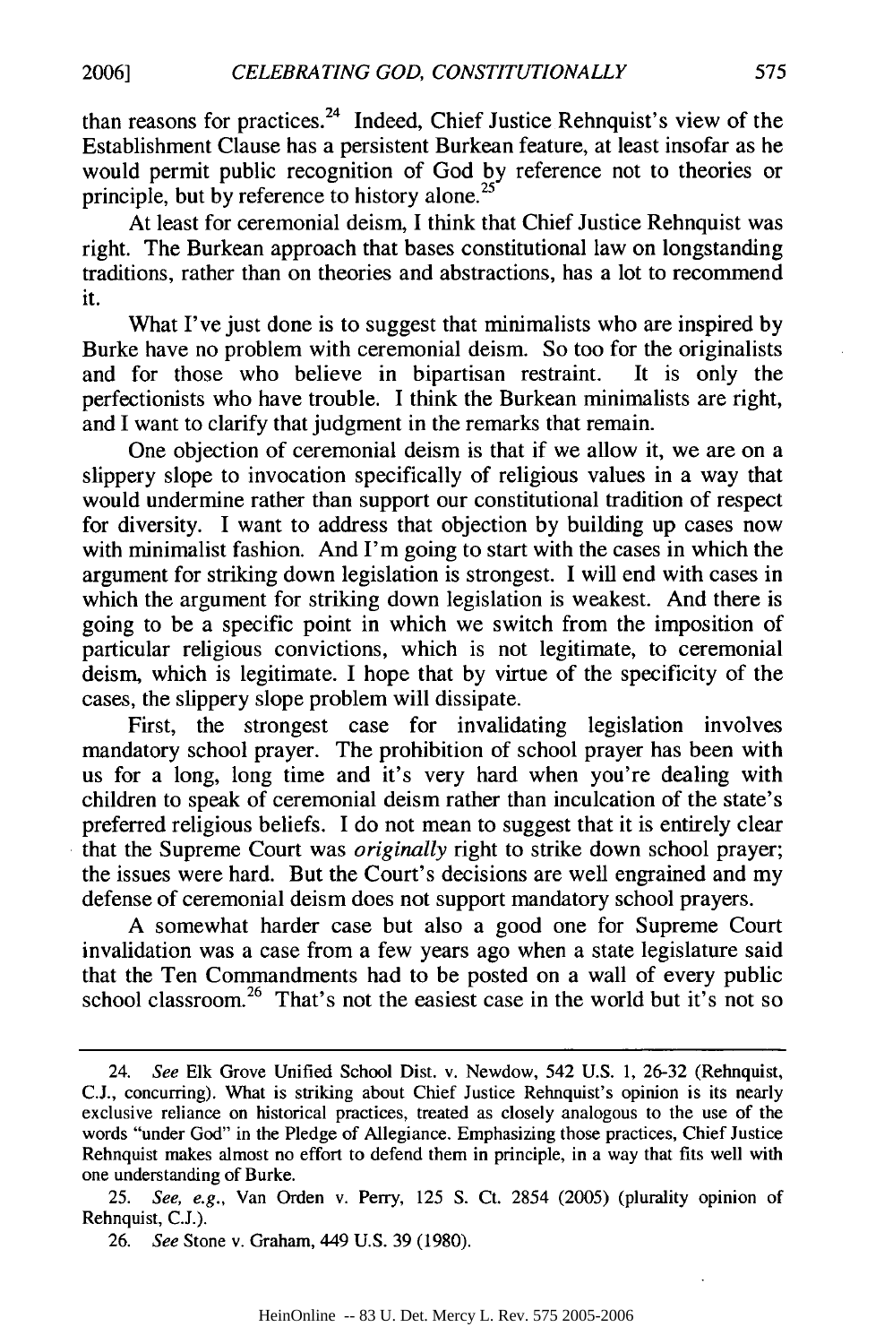than reasons for practices.[24] Indeed, Chief Justice Rehnquist's view of the Establishment Clause has a persistent Burkean feature, at least insofar as he would permit public recognition of God by reference not to theories or principle, but by reference to history alone.[25]

At least for ceremonial deism, I think that Chief Justice Rehnquist was right. The Burkean approach that bases constitutional law on longstanding traditions, rather than on theories and abstractions, has a lot to recommend it.

What I've just done is to suggest that minimalists who are inspired by Burke have no problem with ceremonial deism. So too for the originalists and for those who believe in bipartisan restraint. It is only the perfectionists who have trouble. I think the Burkean minimalists are right, and I want to clarify that judgment in the remarks that remain.

One objection of ceremonial deism is that if we allow it, we are on a slippery slope to invocation specifically of religious values in a way that would undermine rather than support our constitutional tradition of respect for diversity. I want to address that objection by building up cases now with minimalist fashion. And I'm going to start with the cases in which the argument for striking down legislation is strongest. I will end with cases in which the argument for striking down legislation is weakest. And there is going to be a specific point in which we switch from the imposition of particular religious convictions, which is not legitimate, to ceremonial deism, which is legitimate. I hope that by virtue of the specificity of the cases, the slippery slope problem will dissipate.

First, the strongest case for invalidating legislation involves mandatory school prayer. The prohibition of school prayer has been with us for a long, long time and it's very hard when you're dealing with children to speak of ceremonial deism rather than inculcation of the state's preferred religious beliefs. I do not mean to suggest that it is entirely clear that the Supreme Court was *originally* right to strike down school prayer; the issues were hard. But the Court's decisions are well engrained and my defense of ceremonial deism does not support mandatory school prayers.

A somewhat harder case but also a good one for Supreme Court invalidation was a case from a few years ago when a state legislature said that the Ten Commandments had to be posted on a wall of every public school classroom.[26] That's not the easiest case in the world but it's not so

---

24. *See* Elk Grove Unified School Dist. v. Newdow, 542 U.S. 1, 26-32 (Rehnquist, C.J., concurring). What is striking about Chief Justice Rehnquist's opinion is its nearly exclusive reliance on historical practices, treated as closely analogous to the use of the words "under God" in the Pledge of Allegiance. Emphasizing those practices, Chief Justice Rehnquist makes almost no effort to defend them in principle, in a way that fits well with one understanding of Burke.

25. *See, e.g.*, Van Orden v. Perry, 125 S. Ct. 2854 (2005) (plurality opinion of Rehnquist, C.J.).

26. *See* Stone v. Graham, 449 U.S. 39 (1980).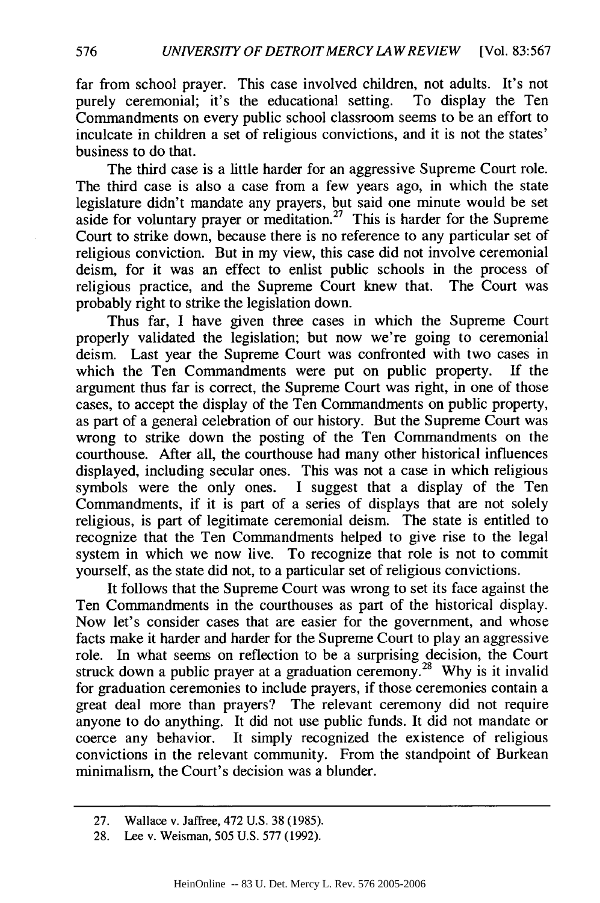far from school prayer. This case involved children, not adults. It's not purely ceremonial; it's the educational setting. To display the Ten Commandments on every public school classroom seems to be an effort to inculcate in children a set of religious convictions, and it is not the states' business to do that.

The third case is a little harder for an aggressive Supreme Court role. The third case is also a case from a few years ago, in which the state legislature didn't mandate any prayers, but said one minute would be set aside for voluntary prayer or meditation.[27] This is harder for the Supreme Court to strike down, because there is no reference to any particular set of religious conviction. But in my view, this case did not involve ceremonial deism, for it was an effect to enlist public schools in the process of religious practice, and the Supreme Court knew that. The Court was probably right to strike the legislation down.

Thus far, I have given three cases in which the Supreme Court properly validated the legislation; but now we're going to ceremonial deism. Last year the Supreme Court was confronted with two cases in which the Ten Commandments were put on public property. If the argument thus far is correct, the Supreme Court was right, in one of those cases, to accept the display of the Ten Commandments on public property, as part of a general celebration of our history. But the Supreme Court was wrong to strike down the posting of the Ten Commandments on the courthouse. After all, the courthouse had many other historical influences displayed, including secular ones. This was not a case in which religious symbols were the only ones. I suggest that a display of the Ten Commandments, if it is part of a series of displays that are not solely religious, is part of legitimate ceremonial deism. The state is entitled to recognize that the Ten Commandments helped to give rise to the legal system in which we now live. To recognize that role is not to commit yourself, as the state did not, to a particular set of religious convictions.

It follows that the Supreme Court was wrong to set its face against the Ten Commandments in the courthouses as part of the historical display. Now let's consider cases that are easier for the government, and whose facts make it harder and harder for the Supreme Court to play an aggressive role. In what seems on reflection to be a surprising decision, the Court struck down a public prayer at a graduation ceremony.[28] Why is it invalid for graduation ceremonies to include prayers, if those ceremonies contain a great deal more than prayers? The relevant ceremony did not require anyone to do anything. It did not use public funds. It did not mandate or coerce any behavior. It simply recognized the existence of religious convictions in the relevant community. From the standpoint of Burkean minimalism, the Court's decision was a blunder.

---

27. Wallace v. Jaffree, 472 U.S. 38 (1985).

28. Lee v. Weisman, 505 U.S. 577 (1992).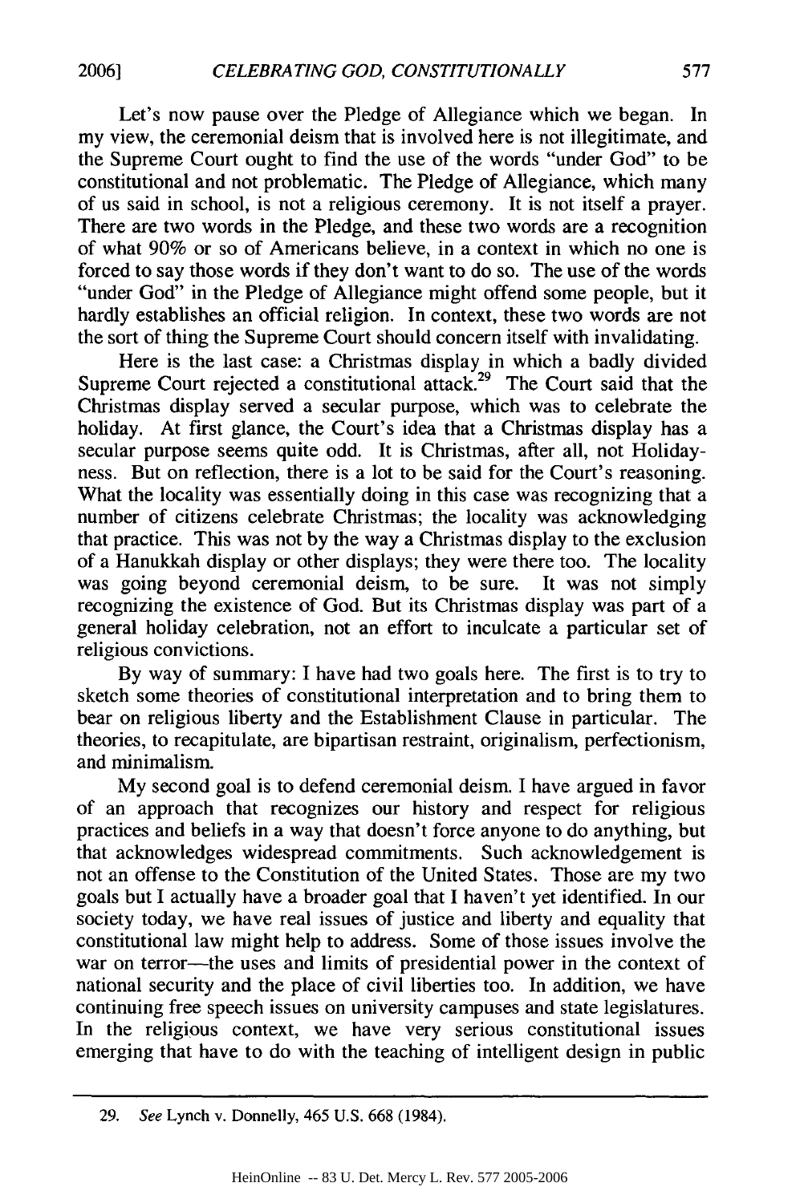Let's now pause over the Pledge of Allegiance which we began. In my view, the ceremonial deism that is involved here is not illegitimate, and the Supreme Court ought to find the use of the words "under God" to be constitutional and not problematic. The Pledge of Allegiance, which many of us said in school, is not a religious ceremony. It is not itself a prayer. There are two words in the Pledge, and these two words are a recognition of what 90% or so of Americans believe, in a context in which no one is forced to say those words if they don't want to do so. The use of the words "under God" in the Pledge of Allegiance might offend some people, but it hardly establishes an official religion. In context, these two words are not the sort of thing the Supreme Court should concern itself with invalidating.

Here is the last case: a Christmas display in which a badly divided Supreme Court rejected a constitutional attack.[29] The Court said that the Christmas display served a secular purpose, which was to celebrate the holiday. At first glance, the Court's idea that a Christmas display has a secular purpose seems quite odd. It is Christmas, after all, not Holidayness. But on reflection, there is a lot to be said for the Court's reasoning. What the locality was essentially doing in this case was recognizing that a number of citizens celebrate Christmas; the locality was acknowledging that practice. This was not by the way a Christmas display to the exclusion of a Hanukkah display or other displays; they were there too. The locality was going beyond ceremonial deism, to be sure. It was not simply recognizing the existence of God. But its Christmas display was part of a general holiday celebration, not an effort to inculcate a particular set of religious convictions.

By way of summary: I have had two goals here. The first is to try to sketch some theories of constitutional interpretation and to bring them to bear on religious liberty and the Establishment Clause in particular. The theories, to recapitulate, are bipartisan restraint, originalism, perfectionism, and minimalism.

My second goal is to defend ceremonial deism. I have argued in favor of an approach that recognizes our history and respect for religious practices and beliefs in a way that doesn't force anyone to do anything, but that acknowledges widespread commitments. Such acknowledgement is not an offense to the Constitution of the United States. Those are my two goals but I actually have a broader goal that I haven't yet identified. In our society today, we have real issues of justice and liberty and equality that constitutional law might help to address. Some of those issues involve the war on terror—the uses and limits of presidential power in the context of national security and the place of civil liberties too. In addition, we have continuing free speech issues on university campuses and state legislatures. In the religious context, we have very serious constitutional issues emerging that have to do with the teaching of intelligent design in public

---

29. *See* Lynch v. Donnelly, 465 U.S. 668 (1984).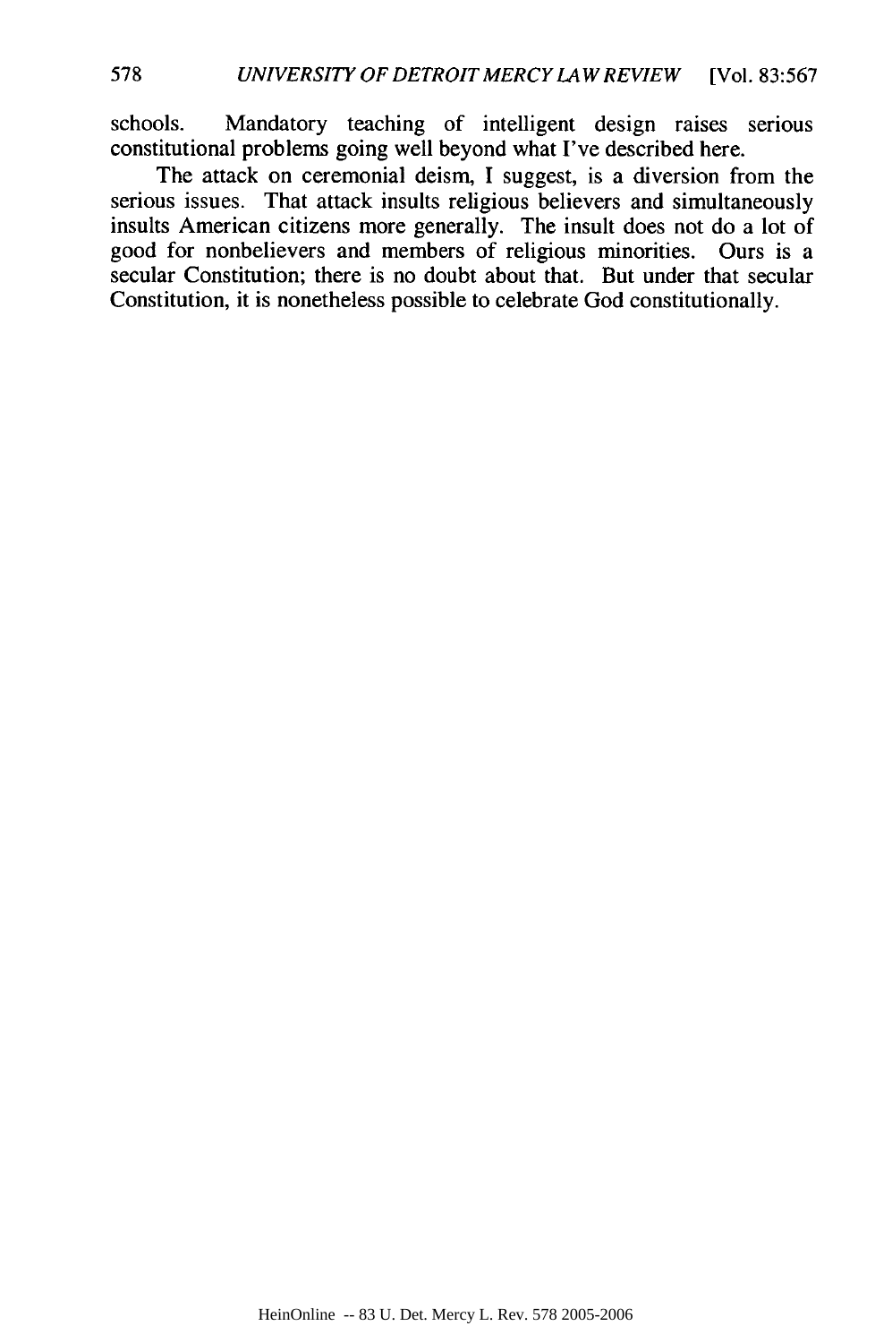schools. Mandatory teaching of intelligent design raises serious constitutional problems going well beyond what I've described here.

The attack on ceremonial deism, I suggest, is a diversion from the serious issues. That attack insults religious believers and simultaneously insults American citizens more generally. The insult does not do a lot of good for nonbelievers and members of religious minorities. Ours is a secular Constitution; there is no doubt about that. But under that secular Constitution, it is nonetheless possible to celebrate God constitutionally.